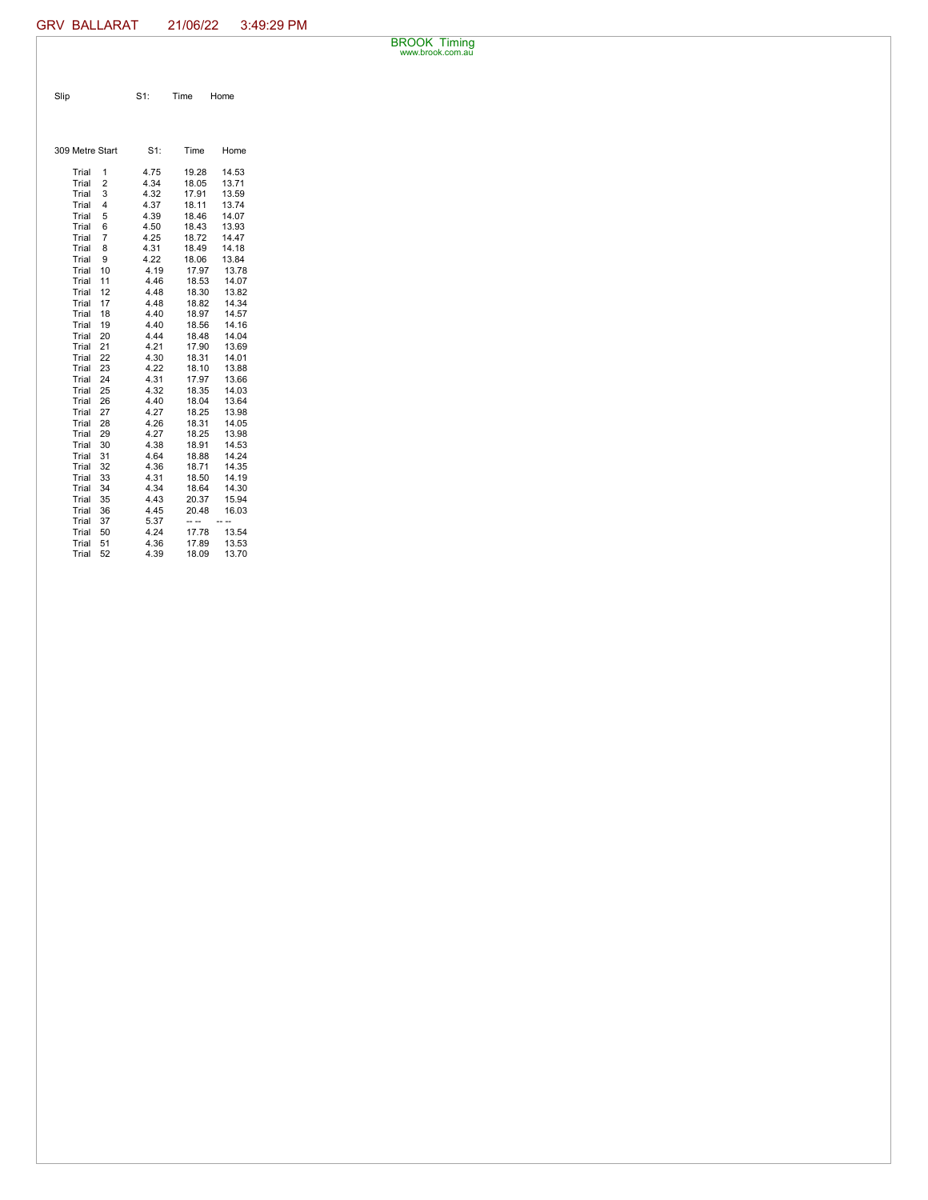GRV BALLARAT 21/06/22 3:49:29 PM

BROOK Timing
www.brook.com.au

| Slip | S1: | Time | Home |
|---|---|---|---|

| 309 Metre Start | S1: | Time | Home |
|---|---|---|---|
| Trial 1 | 4.75 | 19.28 | 14.53 |
| Trial 2 | 4.34 | 18.05 | 13.71 |
| Trial 3 | 4.32 | 17.91 | 13.59 |
| Trial 4 | 4.37 | 18.11 | 13.74 |
| Trial 5 | 4.39 | 18.46 | 14.07 |
| Trial 6 | 4.50 | 18.43 | 13.93 |
| Trial 7 | 4.25 | 18.72 | 14.47 |
| Trial 8 | 4.31 | 18.49 | 14.18 |
| Trial 9 | 4.22 | 18.06 | 13.84 |
| Trial 10 | 4.19 | 17.97 | 13.78 |
| Trial 11 | 4.46 | 18.53 | 14.07 |
| Trial 12 | 4.48 | 18.30 | 13.82 |
| Trial 17 | 4.48 | 18.82 | 14.34 |
| Trial 18 | 4.40 | 18.97 | 14.57 |
| Trial 19 | 4.40 | 18.56 | 14.16 |
| Trial 20 | 4.44 | 18.48 | 14.04 |
| Trial 21 | 4.21 | 17.90 | 13.69 |
| Trial 22 | 4.30 | 18.31 | 14.01 |
| Trial 23 | 4.22 | 18.10 | 13.88 |
| Trial 24 | 4.31 | 17.97 | 13.66 |
| Trial 25 | 4.32 | 18.35 | 14.03 |
| Trial 26 | 4.40 | 18.04 | 13.64 |
| Trial 27 | 4.27 | 18.25 | 13.98 |
| Trial 28 | 4.26 | 18.31 | 14.05 |
| Trial 29 | 4.27 | 18.25 | 13.98 |
| Trial 30 | 4.38 | 18.91 | 14.53 |
| Trial 31 | 4.64 | 18.88 | 14.24 |
| Trial 32 | 4.36 | 18.71 | 14.35 |
| Trial 33 | 4.31 | 18.50 | 14.19 |
| Trial 34 | 4.34 | 18.64 | 14.30 |
| Trial 35 | 4.43 | 20.37 | 15.94 |
| Trial 36 | 4.45 | 20.48 | 16.03 |
| Trial 37 | 5.37 | -- -- | -- -- |
| Trial 50 | 4.24 | 17.78 | 13.54 |
| Trial 51 | 4.36 | 17.89 | 13.53 |
| Trial 52 | 4.39 | 18.09 | 13.70 |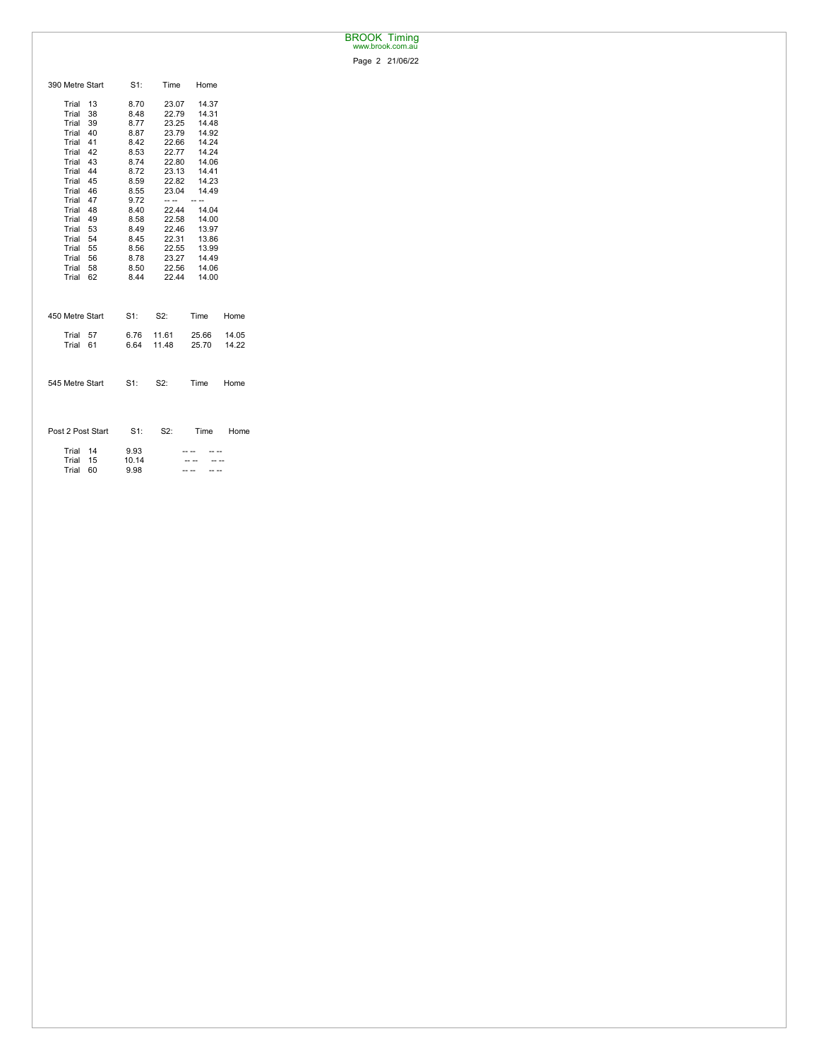| 390 Metre Start | S1: | Time | Home |
|---|---|---|---|
| Trial 13 | 8.70 | 23.07 | 14.37 |
| Trial 38 | 8.48 | 22.79 | 14.31 |
| Trial 39 | 8.77 | 23.25 | 14.48 |
| Trial 40 | 8.87 | 23.79 | 14.92 |
| Trial 41 | 8.42 | 22.66 | 14.24 |
| Trial 42 | 8.53 | 22.77 | 14.24 |
| Trial 43 | 8.74 | 22.80 | 14.06 |
| Trial 44 | 8.72 | 23.13 | 14.41 |
| Trial 45 | 8.59 | 22.82 | 14.23 |
| Trial 46 | 8.55 | 23.04 | 14.49 |
| Trial 47 | 9.72 | -- -- | -- -- |
| Trial 48 | 8.40 | 22.44 | 14.04 |
| Trial 49 | 8.58 | 22.58 | 14.00 |
| Trial 53 | 8.49 | 22.46 | 13.97 |
| Trial 54 | 8.45 | 22.31 | 13.86 |
| Trial 55 | 8.56 | 22.55 | 13.99 |
| Trial 56 | 8.78 | 23.27 | 14.49 |
| Trial 58 | 8.50 | 22.56 | 14.06 |
| Trial 62 | 8.44 | 22.44 | 14.00 |

| 450 Metre Start | S1: | S2: | Time | Home |
|---|---|---|---|---|
| Trial 57 | 6.76 | 11.61 | 25.66 | 14.05 |
| Trial 61 | 6.64 | 11.48 | 25.70 | 14.22 |

| 545 Metre Start | S1: | S2: | Time | Home |
|---|---|---|---|---|

| Post 2 Post Start | S1: | S2: | Time | Home |
|---|---|---|---|---|
| Trial 14 | 9.93 | | -- -- | -- -- |
| Trial 15 | 10.14 | | -- -- | -- -- |
| Trial 60 | 9.98 | | -- -- | -- -- |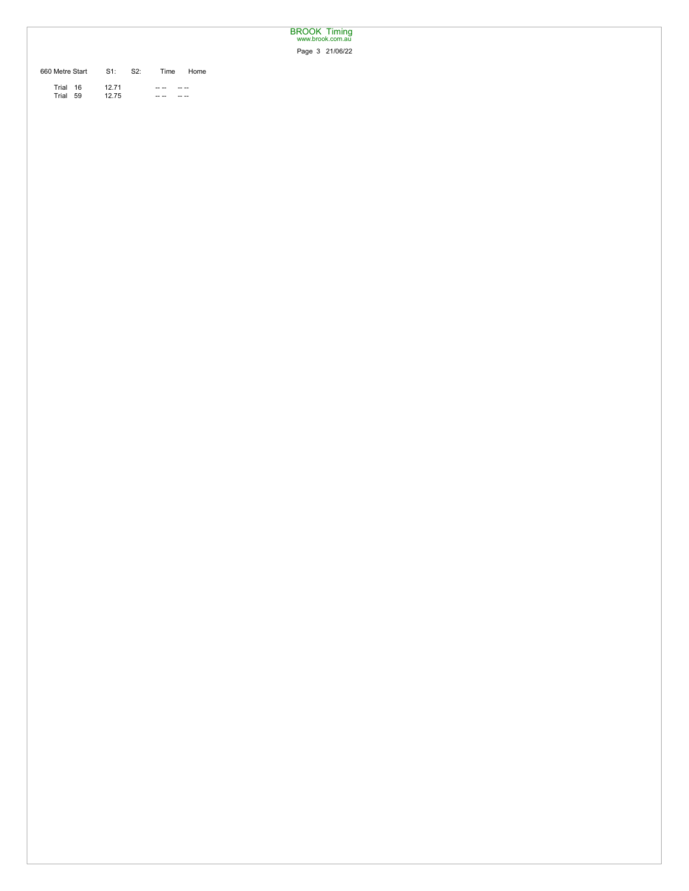| 660 Metre Start | S1: | S2: | Time | Home |
|---|---|---|---|---|
| Trial 16 | 12.71 | | -- -- | -- -- |
| Trial 59 | 12.75 | | -- -- | -- -- |